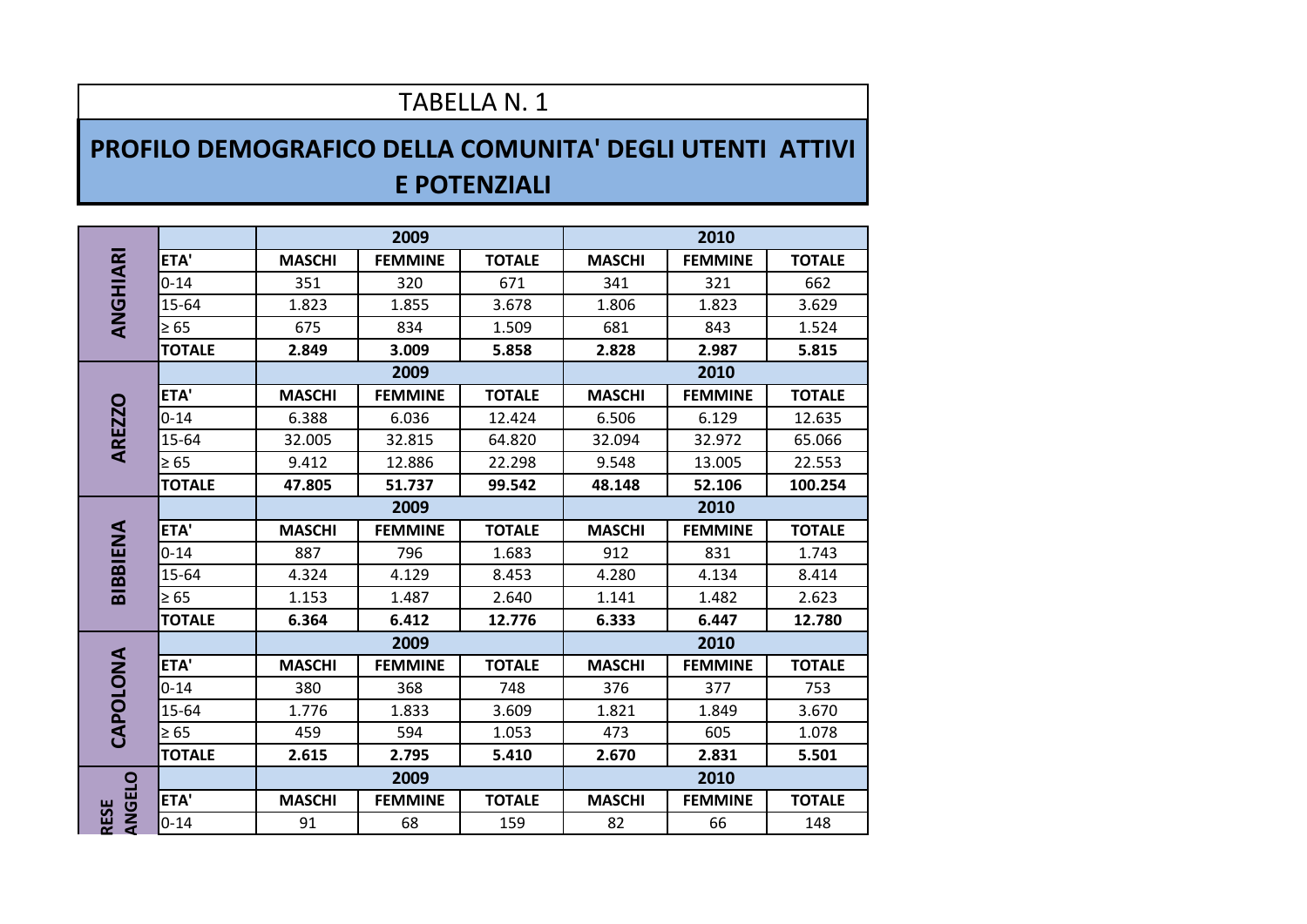TABELLA N. 1

## PROFILO DEMOGRAFICO DELLA COMUNITA' DEGLI UTENTI ATTIVI E POTENZIALI

| | | 2009 | | | 2010 | | |
|---|---|---|---|---|---|---|---|
| | ETA' | MASCHI | FEMMINE | TOTALE | MASCHI | FEMMINE | TOTALE |
| ANGHIARI | 0-14 | 351 | 320 | 671 | 341 | 321 | 662 |
| | 15-64 | 1.823 | 1.855 | 3.678 | 1.806 | 1.823 | 3.629 |
| | ≥ 65 | 675 | 834 | 1.509 | 681 | 843 | 1.524 |
| | **TOTALE** | **2.849** | **3.009** | **5.858** | **2.828** | **2.987** | **5.815** |
| | | 2009 | | | 2010 | | |
| | ETA' | MASCHI | FEMMINE | TOTALE | MASCHI | FEMMINE | TOTALE |
| AREZZO | 0-14 | 6.388 | 6.036 | 12.424 | 6.506 | 6.129 | 12.635 |
| | 15-64 | 32.005 | 32.815 | 64.820 | 32.094 | 32.972 | 65.066 |
| | ≥ 65 | 9.412 | 12.886 | 22.298 | 9.548 | 13.005 | 22.553 |
| | **TOTALE** | **47.805** | **51.737** | **99.542** | **48.148** | **52.106** | **100.254** |
| | | 2009 | | | 2010 | | |
| | ETA' | MASCHI | FEMMINE | TOTALE | MASCHI | FEMMINE | TOTALE |
| BIBBIENA | 0-14 | 887 | 796 | 1.683 | 912 | 831 | 1.743 |
| | 15-64 | 4.324 | 4.129 | 8.453 | 4.280 | 4.134 | 8.414 |
| | ≥ 65 | 1.153 | 1.487 | 2.640 | 1.141 | 1.482 | 2.623 |
| | **TOTALE** | **6.364** | **6.412** | **12.776** | **6.333** | **6.447** | **12.780** |
| | | 2009 | | | 2010 | | |
| | ETA' | MASCHI | FEMMINE | TOTALE | MASCHI | FEMMINE | TOTALE |
| CAPOLONA | 0-14 | 380 | 368 | 748 | 376 | 377 | 753 |
| | 15-64 | 1.776 | 1.833 | 3.609 | 1.821 | 1.849 | 3.670 |
| | ≥ 65 | 459 | 594 | 1.053 | 473 | 605 | 1.078 |
| | **TOTALE** | **2.615** | **2.795** | **5.410** | **2.670** | **2.831** | **5.501** |
| | | 2009 | | | 2010 | | |
| | ETA' | MASCHI | FEMMINE | TOTALE | MASCHI | FEMMINE | TOTALE |
| RESE ANGELO | 0-14 | 91 | 68 | 159 | 82 | 66 | 148 |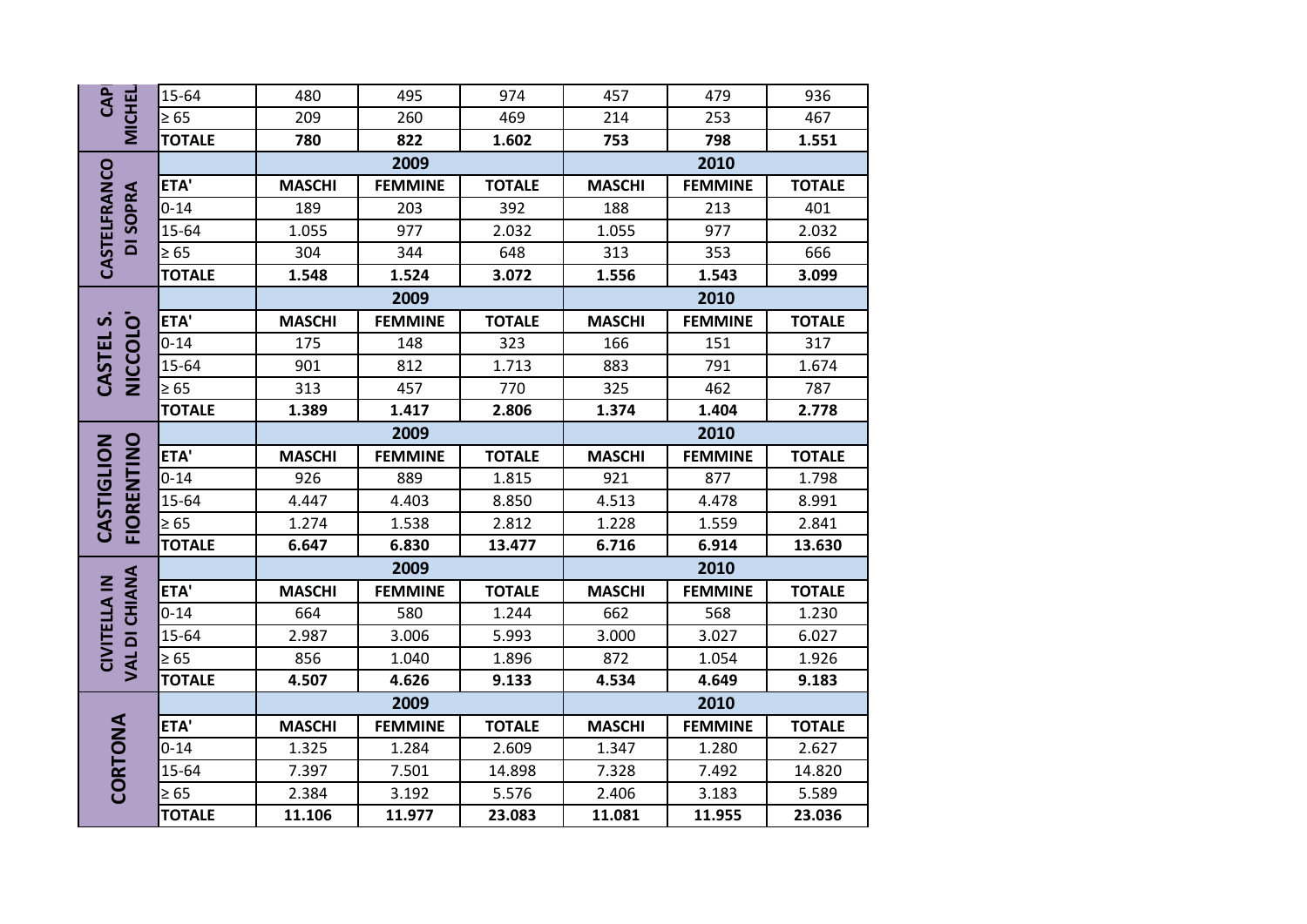| CAPRESE MICHELANGELO | 15-64 | 480 | 495 | 974 | 457 | 479 | 936 |
|---|---|---|---|---|---|---|---|
| | ≥ 65 | 209 | 260 | 469 | 214 | 253 | 467 |
| | **TOTALE** | **780** | **822** | **1.602** | **753** | **798** | **1.551** |

| CASTELFRANCO DI SOPRA | | 2009 | | | 2010 | | |
|---|---|---|---|---|---|---|---|
| | **ETA'** | **MASCHI** | **FEMMINE** | **TOTALE** | **MASCHI** | **FEMMINE** | **TOTALE** |
| | 0-14 | 189 | 203 | 392 | 188 | 213 | 401 |
| | 15-64 | 1.055 | 977 | 2.032 | 1.055 | 977 | 2.032 |
| | ≥ 65 | 304 | 344 | 648 | 313 | 353 | 666 |
| | **TOTALE** | **1.548** | **1.524** | **3.072** | **1.556** | **1.543** | **3.099** |

| CASTEL S. NICCOLO' | | 2009 | | | 2010 | | |
|---|---|---|---|---|---|---|---|
| | **ETA'** | **MASCHI** | **FEMMINE** | **TOTALE** | **MASCHI** | **FEMMINE** | **TOTALE** |
| | 0-14 | 175 | 148 | 323 | 166 | 151 | 317 |
| | 15-64 | 901 | 812 | 1.713 | 883 | 791 | 1.674 |
| | ≥ 65 | 313 | 457 | 770 | 325 | 462 | 787 |
| | **TOTALE** | **1.389** | **1.417** | **2.806** | **1.374** | **1.404** | **2.778** |

| CASTIGLION FIORENTINO | | 2009 | | | 2010 | | |
|---|---|---|---|---|---|---|---|
| | **ETA'** | **MASCHI** | **FEMMINE** | **TOTALE** | **MASCHI** | **FEMMINE** | **TOTALE** |
| | 0-14 | 926 | 889 | 1.815 | 921 | 877 | 1.798 |
| | 15-64 | 4.447 | 4.403 | 8.850 | 4.513 | 4.478 | 8.991 |
| | ≥ 65 | 1.274 | 1.538 | 2.812 | 1.228 | 1.559 | 2.841 |
| | **TOTALE** | **6.647** | **6.830** | **13.477** | **6.716** | **6.914** | **13.630** |

| CIVITELLA IN VAL DI CHIANA | | 2009 | | | 2010 | | |
|---|---|---|---|---|---|---|---|
| | **ETA'** | **MASCHI** | **FEMMINE** | **TOTALE** | **MASCHI** | **FEMMINE** | **TOTALE** |
| | 0-14 | 664 | 580 | 1.244 | 662 | 568 | 1.230 |
| | 15-64 | 2.987 | 3.006 | 5.993 | 3.000 | 3.027 | 6.027 |
| | ≥ 65 | 856 | 1.040 | 1.896 | 872 | 1.054 | 1.926 |
| | **TOTALE** | **4.507** | **4.626** | **9.133** | **4.534** | **4.649** | **9.183** |

| CORTONA | | 2009 | | | 2010 | | |
|---|---|---|---|---|---|---|---|
| | **ETA'** | **MASCHI** | **FEMMINE** | **TOTALE** | **MASCHI** | **FEMMINE** | **TOTALE** |
| | 0-14 | 1.325 | 1.284 | 2.609 | 1.347 | 1.280 | 2.627 |
| | 15-64 | 7.397 | 7.501 | 14.898 | 7.328 | 7.492 | 14.820 |
| | ≥ 65 | 2.384 | 3.192 | 5.576 | 2.406 | 3.183 | 5.589 |
| | **TOTALE** | **11.106** | **11.977** | **23.083** | **11.081** | **11.955** | **23.036** |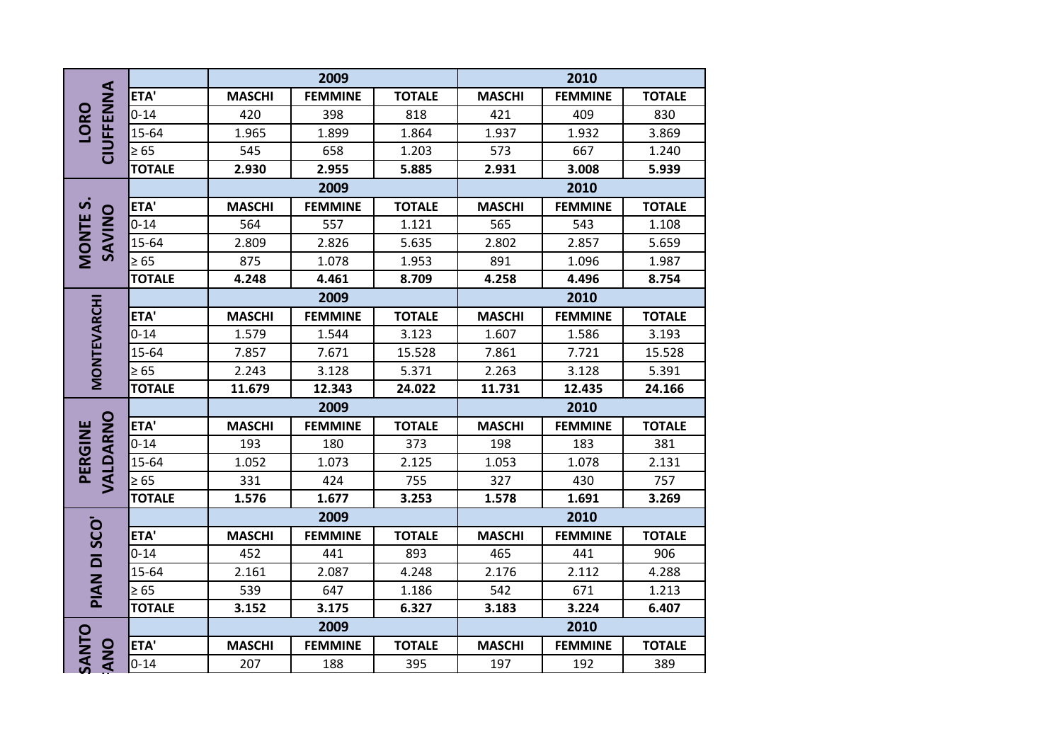| LORO CIUFFENNA | | 2009 | | | 2010 | | |
|---|---|---|---|---|---|---|---|
| | ETA' | MASCHI | FEMMINE | TOTALE | MASCHI | FEMMINE | TOTALE |
| | 0-14 | 420 | 398 | 818 | 421 | 409 | 830 |
| | 15-64 | 1.965 | 1.899 | 1.864 | 1.937 | 1.932 | 3.869 |
| | ≥ 65 | 545 | 658 | 1.203 | 573 | 667 | 1.240 |
| | **TOTALE** | **2.930** | **2.955** | **5.885** | **2.931** | **3.008** | **5.939** |

| MONTE S. SAVINO | | 2009 | | | 2010 | | |
|---|---|---|---|---|---|---|---|
| | ETA' | MASCHI | FEMMINE | TOTALE | MASCHI | FEMMINE | TOTALE |
| | 0-14 | 564 | 557 | 1.121 | 565 | 543 | 1.108 |
| | 15-64 | 2.809 | 2.826 | 5.635 | 2.802 | 2.857 | 5.659 |
| | ≥ 65 | 875 | 1.078 | 1.953 | 891 | 1.096 | 1.987 |
| | **TOTALE** | **4.248** | **4.461** | **8.709** | **4.258** | **4.496** | **8.754** |

| MONTEVARCHI | | 2009 | | | 2010 | | |
|---|---|---|---|---|---|---|---|
| | ETA' | MASCHI | FEMMINE | TOTALE | MASCHI | FEMMINE | TOTALE |
| | 0-14 | 1.579 | 1.544 | 3.123 | 1.607 | 1.586 | 3.193 |
| | 15-64 | 7.857 | 7.671 | 15.528 | 7.861 | 7.721 | 15.528 |
| | ≥ 65 | 2.243 | 3.128 | 5.371 | 2.263 | 3.128 | 5.391 |
| | **TOTALE** | **11.679** | **12.343** | **24.022** | **11.731** | **12.435** | **24.166** |

| PERGINE VALDARNO | | 2009 | | | 2010 | | |
|---|---|---|---|---|---|---|---|
| | ETA' | MASCHI | FEMMINE | TOTALE | MASCHI | FEMMINE | TOTALE |
| | 0-14 | 193 | 180 | 373 | 198 | 183 | 381 |
| | 15-64 | 1.052 | 1.073 | 2.125 | 1.053 | 1.078 | 2.131 |
| | ≥ 65 | 331 | 424 | 755 | 327 | 430 | 757 |
| | **TOTALE** | **1.576** | **1.677** | **3.253** | **1.578** | **1.691** | **3.269** |

| PIAN DI SCO' | | 2009 | | | 2010 | | |
|---|---|---|---|---|---|---|---|
| | ETA' | MASCHI | FEMMINE | TOTALE | MASCHI | FEMMINE | TOTALE |
| | 0-14 | 452 | 441 | 893 | 465 | 441 | 906 |
| | 15-64 | 2.161 | 2.087 | 4.248 | 2.176 | 2.112 | 4.288 |
| | ≥ 65 | 539 | 647 | 1.186 | 542 | 671 | 1.213 |
| | **TOTALE** | **3.152** | **3.175** | **6.327** | **3.183** | **3.224** | **6.407** |

| SANTO ...ANO | | 2009 | | | 2010 | | |
|---|---|---|---|---|---|---|---|
| | ETA' | MASCHI | FEMMINE | TOTALE | MASCHI | FEMMINE | TOTALE |
| | 0-14 | 207 | 188 | 395 | 197 | 192 | 389 |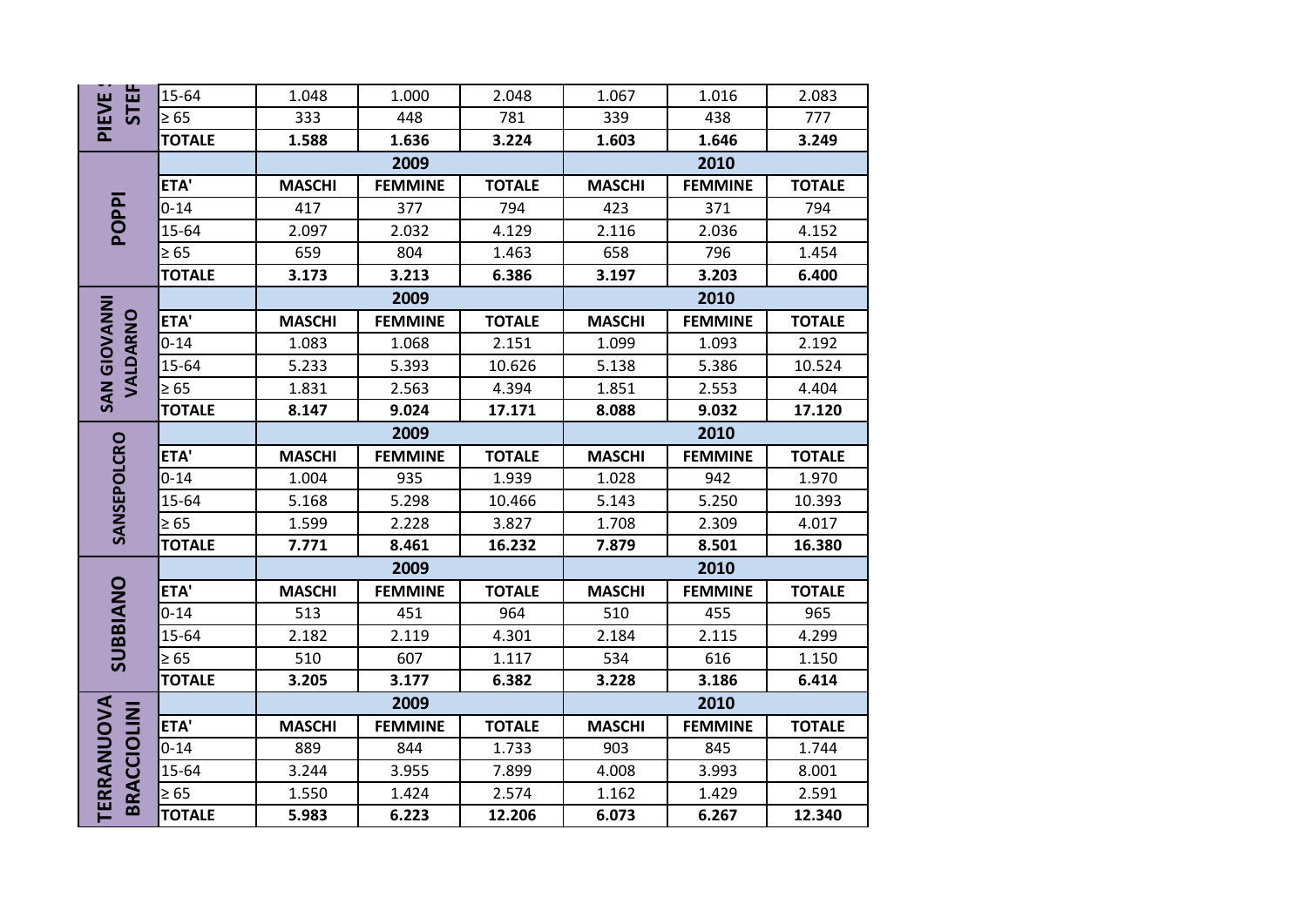| PIEVE S. STEF. | | 2009 | | | 2010 | | |
|---|---|---|---|---|---|---|---|
| | 15-64 | 1.048 | 1.000 | 2.048 | 1.067 | 1.016 | 2.083 |
| | ≥ 65 | 333 | 448 | 781 | 339 | 438 | 777 |
| | **TOTALE** | **1.588** | **1.636** | **3.224** | **1.603** | **1.646** | **3.249** |

| POPPI | | 2009 | | | 2010 | | |
|---|---|---|---|---|---|---|---|
| | **ETA'** | **MASCHI** | **FEMMINE** | **TOTALE** | **MASCHI** | **FEMMINE** | **TOTALE** |
| | 0-14 | 417 | 377 | 794 | 423 | 371 | 794 |
| | 15-64 | 2.097 | 2.032 | 4.129 | 2.116 | 2.036 | 4.152 |
| | ≥ 65 | 659 | 804 | 1.463 | 658 | 796 | 1.454 |
| | **TOTALE** | **3.173** | **3.213** | **6.386** | **3.197** | **3.203** | **6.400** |

| SAN GIOVANNI VALDARNO | | 2009 | | | 2010 | | |
|---|---|---|---|---|---|---|---|
| | **ETA'** | **MASCHI** | **FEMMINE** | **TOTALE** | **MASCHI** | **FEMMINE** | **TOTALE** |
| | 0-14 | 1.083 | 1.068 | 2.151 | 1.099 | 1.093 | 2.192 |
| | 15-64 | 5.233 | 5.393 | 10.626 | 5.138 | 5.386 | 10.524 |
| | ≥ 65 | 1.831 | 2.563 | 4.394 | 1.851 | 2.553 | 4.404 |
| | **TOTALE** | **8.147** | **9.024** | **17.171** | **8.088** | **9.032** | **17.120** |

| SANSEPOLCRO | | 2009 | | | 2010 | | |
|---|---|---|---|---|---|---|---|
| | **ETA'** | **MASCHI** | **FEMMINE** | **TOTALE** | **MASCHI** | **FEMMINE** | **TOTALE** |
| | 0-14 | 1.004 | 935 | 1.939 | 1.028 | 942 | 1.970 |
| | 15-64 | 5.168 | 5.298 | 10.466 | 5.143 | 5.250 | 10.393 |
| | ≥ 65 | 1.599 | 2.228 | 3.827 | 1.708 | 2.309 | 4.017 |
| | **TOTALE** | **7.771** | **8.461** | **16.232** | **7.879** | **8.501** | **16.380** |

| SUBBIANO | | 2009 | | | 2010 | | |
|---|---|---|---|---|---|---|---|
| | **ETA'** | **MASCHI** | **FEMMINE** | **TOTALE** | **MASCHI** | **FEMMINE** | **TOTALE** |
| | 0-14 | 513 | 451 | 964 | 510 | 455 | 965 |
| | 15-64 | 2.182 | 2.119 | 4.301 | 2.184 | 2.115 | 4.299 |
| | ≥ 65 | 510 | 607 | 1.117 | 534 | 616 | 1.150 |
| | **TOTALE** | **3.205** | **3.177** | **6.382** | **3.228** | **3.186** | **6.414** |

| TERRANUOVA BRACCIOLINI | | 2009 | | | 2010 | | |
|---|---|---|---|---|---|---|---|
| | **ETA'** | **MASCHI** | **FEMMINE** | **TOTALE** | **MASCHI** | **FEMMINE** | **TOTALE** |
| | 0-14 | 889 | 844 | 1.733 | 903 | 845 | 1.744 |
| | 15-64 | 3.244 | 3.955 | 7.899 | 4.008 | 3.993 | 8.001 |
| | ≥ 65 | 1.550 | 1.424 | 2.574 | 1.162 | 1.429 | 2.591 |
| | **TOTALE** | **5.983** | **6.223** | **12.206** | **6.073** | **6.267** | **12.340** |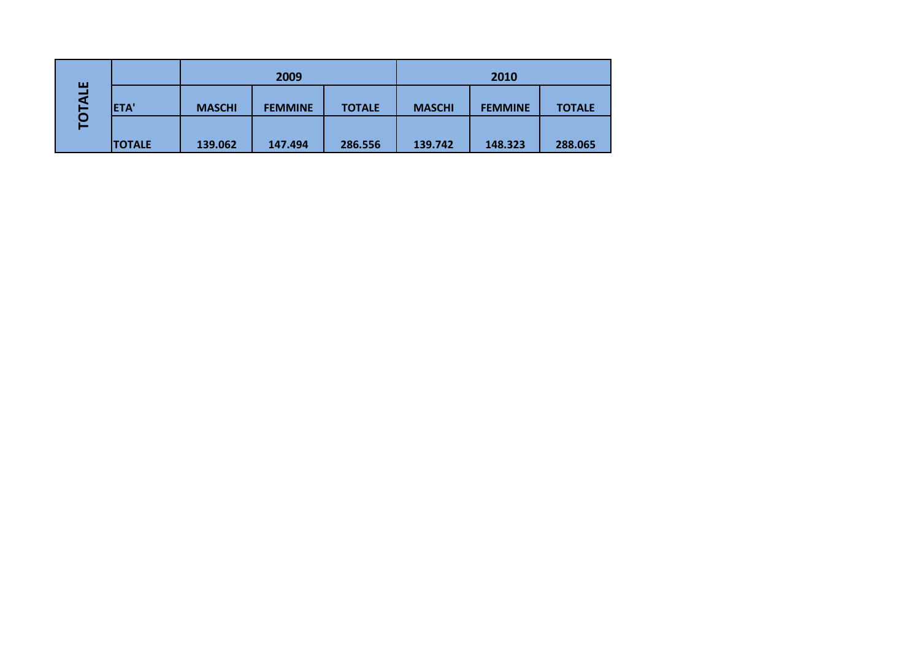| TOTALE | | 2009 | | | 2010 | | |
|---|---|---|---|---|---|---|---|
| | ETA' | MASCHI | FEMMINE | TOTALE | MASCHI | FEMMINE | TOTALE |
| | TOTALE | 139.062 | 147.494 | 286.556 | 139.742 | 148.323 | 288.065 |